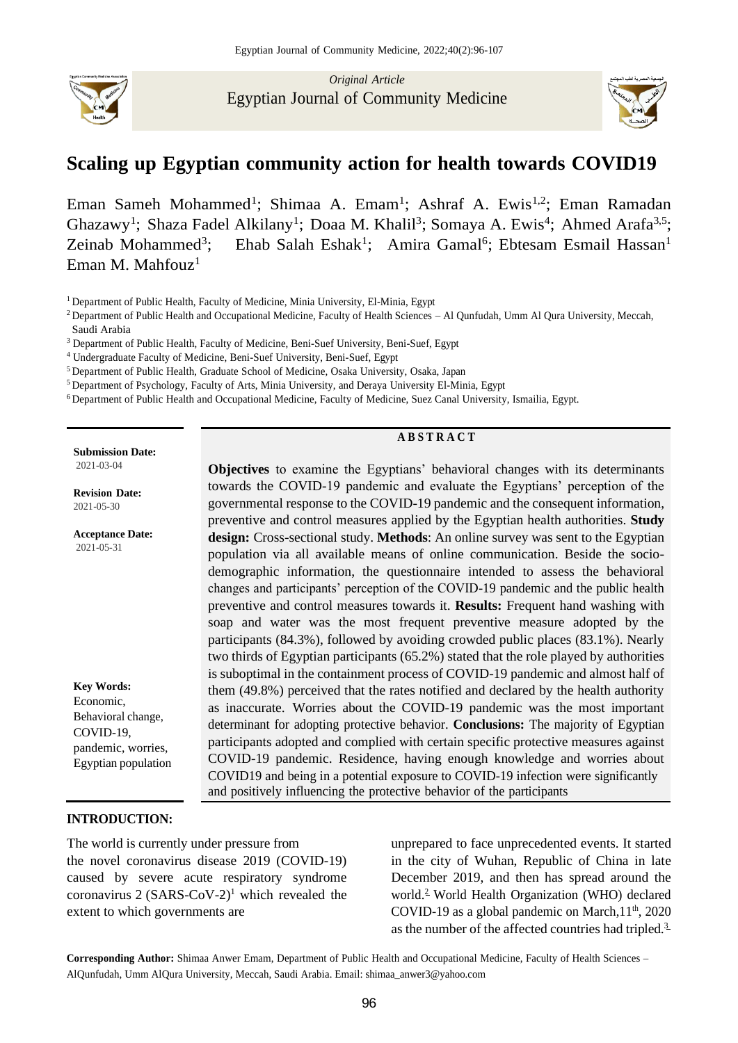*Original Article*

Egyptian Journal of Community Medicine

# Scaling up Egyptian community action for health towards COVID19

Eman Sameh Mohammed[1]; Shimaa A. Emam[1]; Ashraf A. Ewis[1,2]; Eman Ramadan Ghazawy[1]; Shaza Fadel Alkilany[1]; Doaa M. Khalil[3]; Somaya A. Ewis[4]; Ahmed Arafa[3,5]; Zeinab Mohammed[3]; Ehab Salah Eshak[1]; Amira Gamal[6]; Ebtesam Esmail Hassan[1] Eman M. Mahfouz[1]

[1] Department of Public Health, Faculty of Medicine, Minia University, El-Minia, Egypt

[2] Department of Public Health and Occupational Medicine, Faculty of Health Sciences – Al Qunfudah, Umm Al Qura University, Meccah, Saudi Arabia

[3] Department of Public Health, Faculty of Medicine, Beni-Suef University, Beni-Suef, Egypt

[4] Undergraduate Faculty of Medicine, Beni-Suef University, Beni-Suef, Egypt

[5] Department of Public Health, Graduate School of Medicine, Osaka University, Osaka, Japan

[5] Department of Psychology, Faculty of Arts, Minia University, and Deraya University El-Minia, Egypt

[6] Department of Public Health and Occupational Medicine, Faculty of Medicine, Suez Canal University, Ismailia, Egypt.

**Submission Date:** 2021-03-04

**Revision Date:** 2021-05-30

**Acceptance Date:** 2021-05-31

**Key Words:** Economic, Behavioral change, COVID-19, pandemic, worries, Egyptian population

## ABSTRACT

**Objectives** to examine the Egyptians' behavioral changes with its determinants towards the COVID-19 pandemic and evaluate the Egyptians' perception of the governmental response to the COVID-19 pandemic and the consequent information, preventive and control measures applied by the Egyptian health authorities. **Study design:** Cross-sectional study. **Methods**: An online survey was sent to the Egyptian population via all available means of online communication. Beside the socio-demographic information, the questionnaire intended to assess the behavioral changes and participants' perception of the COVID-19 pandemic and the public health preventive and control measures towards it. **Results:** Frequent hand washing with soap and water was the most frequent preventive measure adopted by the participants (84.3%), followed by avoiding crowded public places (83.1%). Nearly two thirds of Egyptian participants (65.2%) stated that the role played by authorities is suboptimal in the containment process of COVID-19 pandemic and almost half of them (49.8%) perceived that the rates notified and declared by the health authority as inaccurate. Worries about the COVID-19 pandemic was the most important determinant for adopting protective behavior. **Conclusions:** The majority of Egyptian participants adopted and complied with certain specific protective measures against COVID-19 pandemic. Residence, having enough knowledge and worries about COVID19 and being in a potential exposure to COVID-19 infection were significantly and positively influencing the protective behavior of the participants

## INTRODUCTION:

The world is currently under pressure from the novel coronavirus disease 2019 (COVID-19) caused by severe acute respiratory syndrome coronavirus 2 (SARS-CoV-2)[1] which revealed the extent to which governments are unprepared to face unprecedented events. It started in the city of Wuhan, Republic of China in late December 2019, and then has spread around the world.[2] World Health Organization (WHO) declared COVID-19 as a global pandemic on March,11th, 2020 as the number of the affected countries had tripled.[3]

**Corresponding Author:** Shimaa Anwer Emam, Department of Public Health and Occupational Medicine, Faculty of Health Sciences – AlQunfudah, Umm AlQura University, Meccah, Saudi Arabia. Email: shimaa_anwer3@yahoo.com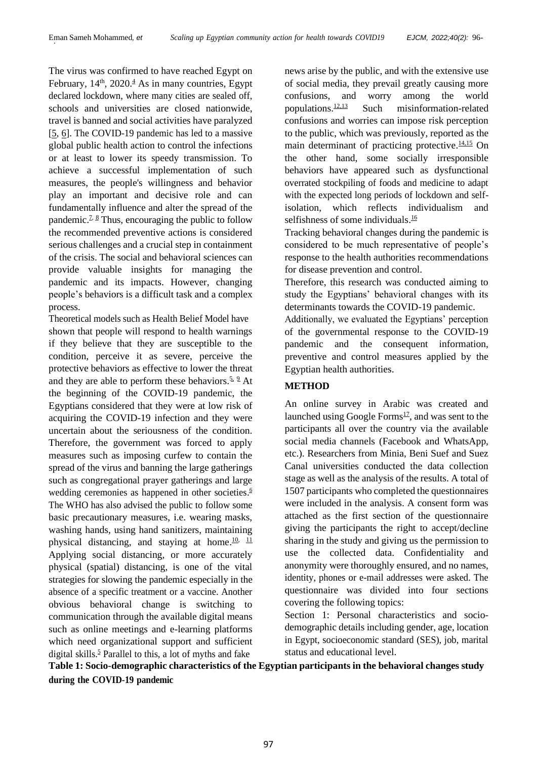The virus was confirmed to have reached Egypt on February, 14th, 2020.[4] As in many countries, Egypt declared lockdown, where many cities are sealed off, schools and universities are closed nationwide, travel is banned and social activities have paralyzed [5, 6]. The COVID-19 pandemic has led to a massive global public health action to control the infections or at least to lower its speedy transmission. To achieve a successful implementation of such measures, the people's willingness and behavior play an important and decisive role and can fundamentally influence and alter the spread of the pandemic.[7, 8] Thus, encouraging the public to follow the recommended preventive actions is considered serious challenges and a crucial step in containment of the crisis. The social and behavioral sciences can provide valuable insights for managing the pandemic and its impacts. However, changing people's behaviors is a difficult task and a complex process.

Theoretical models such as Health Belief Model have shown that people will respond to health warnings if they believe that they are susceptible to the condition, perceive it as severe, perceive the protective behaviors as effective to lower the threat and they are able to perform these behaviors.[5, 9] At the beginning of the COVID-19 pandemic, the Egyptians considered that they were at low risk of acquiring the COVID-19 infection and they were uncertain about the seriousness of the condition. Therefore, the government was forced to apply measures such as imposing curfew to contain the spread of the virus and banning the large gatherings such as congregational prayer gatherings and large wedding ceremonies as happened in other societies.[6] The WHO has also advised the public to follow some basic precautionary measures, i.e. wearing masks, washing hands, using hand sanitizers, maintaining physical distancing, and staying at home.[10, 11] Applying social distancing, or more accurately physical (spatial) distancing, is one of the vital strategies for slowing the pandemic especially in the absence of a specific treatment or a vaccine. Another obvious behavioral change is switching to communication through the available digital means such as online meetings and e-learning platforms which need organizational support and sufficient digital skills.[5] Parallel to this, a lot of myths and fake news arise by the public, and with the extensive use of social media, they prevail greatly causing more confusions, and worry among the world populations.[12,13] Such misinformation-related confusions and worries can impose risk perception to the public, which was previously, reported as the main determinant of practicing protective.[14,15] On the other hand, some socially irresponsible behaviors have appeared such as dysfunctional overrated stockpiling of foods and medicine to adapt with the expected long periods of lockdown and self-isolation, which reflects individualism and selfishness of some individuals.[16]

Tracking behavioral changes during the pandemic is considered to be much representative of people's response to the health authorities recommendations for disease prevention and control.

Therefore, this research was conducted aiming to study the Egyptians' behavioral changes with its determinants towards the COVID-19 pandemic.

Additionally, we evaluated the Egyptians' perception of the governmental response to the COVID-19 pandemic and the consequent information, preventive and control measures applied by the Egyptian health authorities.

## METHOD

An online survey in Arabic was created and launched using Google Forms[17], and was sent to the participants all over the country via the available social media channels (Facebook and WhatsApp, etc.). Researchers from Minia, Beni Suef and Suez Canal universities conducted the data collection stage as well as the analysis of the results. A total of 1507 participants who completed the questionnaires were included in the analysis. A consent form was attached as the first section of the questionnaire giving the participants the right to accept/decline sharing in the study and giving us the permission to use the collected data. Confidentiality and anonymity were thoroughly ensured, and no names, identity, phones or e-mail addresses were asked. The questionnaire was divided into four sections covering the following topics:

Section 1: Personal characteristics and socio-demographic details including gender, age, location in Egypt, socioeconomic standard (SES), job, marital status and educational level.

**Table 1: Socio-demographic characteristics of the Egyptian participants in the behavioral changes study during the COVID-19 pandemic**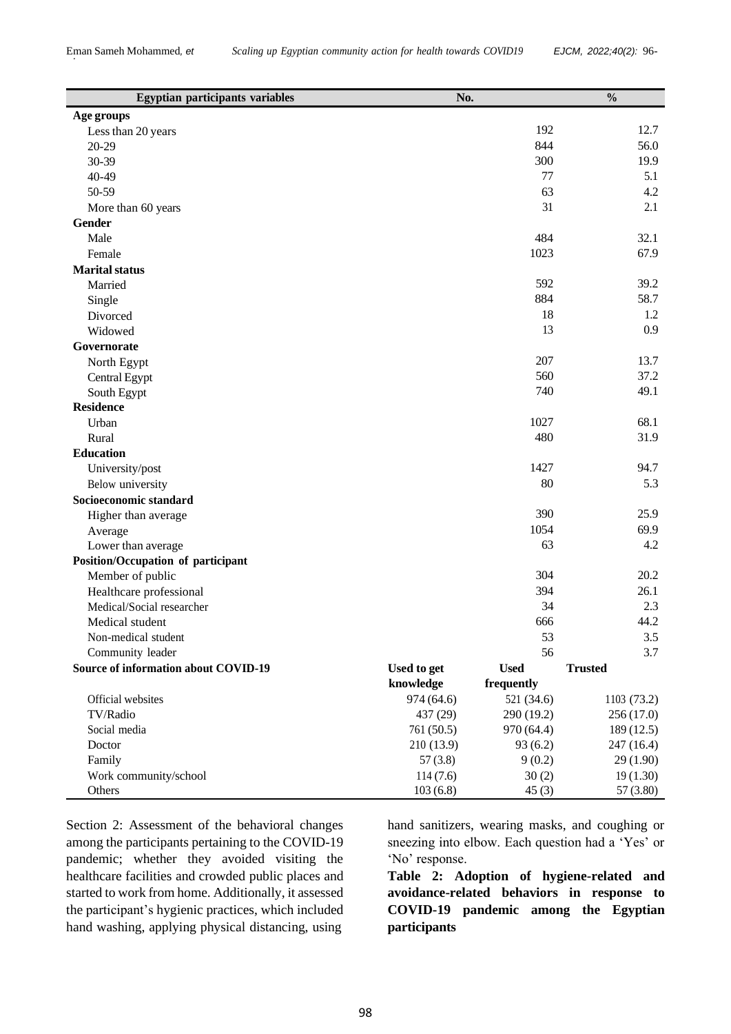| Egyptian participants variables | No. | | % |
|---|---|---|---|
| **Age groups** | | | |
| Less than 20 years | | 192 | 12.7 |
| 20-29 | | 844 | 56.0 |
| 30-39 | | 300 | 19.9 |
| 40-49 | | 77 | 5.1 |
| 50-59 | | 63 | 4.2 |
| More than 60 years | | 31 | 2.1 |
| **Gender** | | | |
| Male | | 484 | 32.1 |
| Female | | 1023 | 67.9 |
| **Marital status** | | | |
| Married | | 592 | 39.2 |
| Single | | 884 | 58.7 |
| Divorced | | 18 | 1.2 |
| Widowed | | 13 | 0.9 |
| **Governorate** | | | |
| North Egypt | | 207 | 13.7 |
| Central Egypt | | 560 | 37.2 |
| South Egypt | | 740 | 49.1 |
| **Residence** | | | |
| Urban | | 1027 | 68.1 |
| Rural | | 480 | 31.9 |
| **Education** | | | |
| University/post | | 1427 | 94.7 |
| Below university | | 80 | 5.3 |
| **Socioeconomic standard** | | | |
| Higher than average | | 390 | 25.9 |
| Average | | 1054 | 69.9 |
| Lower than average | | 63 | 4.2 |
| **Position/Occupation of participant** | | | |
| Member of public | | 304 | 20.2 |
| Healthcare professional | | 394 | 26.1 |
| Medical/Social researcher | | 34 | 2.3 |
| Medical student | | 666 | 44.2 |
| Non-medical student | | 53 | 3.5 |
| Community leader | | 56 | 3.7 |
| **Source of information about COVID-19** | **Used to get knowledge** | **Used frequently** | **Trusted** |
| Official websites | 974 (64.6) | 521 (34.6) | 1103 (73.2) |
| TV/Radio | 437 (29) | 290 (19.2) | 256 (17.0) |
| Social media | 761 (50.5) | 970 (64.4) | 189 (12.5) |
| Doctor | 210 (13.9) | 93 (6.2) | 247 (16.4) |
| Family | 57 (3.8) | 9 (0.2) | 29 (1.90) |
| Work community/school | 114 (7.6) | 30 (2) | 19 (1.30) |
| Others | 103 (6.8) | 45 (3) | 57 (3.80) |

Section 2: Assessment of the behavioral changes among the participants pertaining to the COVID-19 pandemic; whether they avoided visiting the healthcare facilities and crowded public places and started to work from home. Additionally, it assessed the participant's hygienic practices, which included hand washing, applying physical distancing, using hand sanitizers, wearing masks, and coughing or sneezing into elbow. Each question had a 'Yes' or 'No' response.

**Table 2: Adoption of hygiene-related and avoidance-related behaviors in response to COVID-19 pandemic among the Egyptian participants**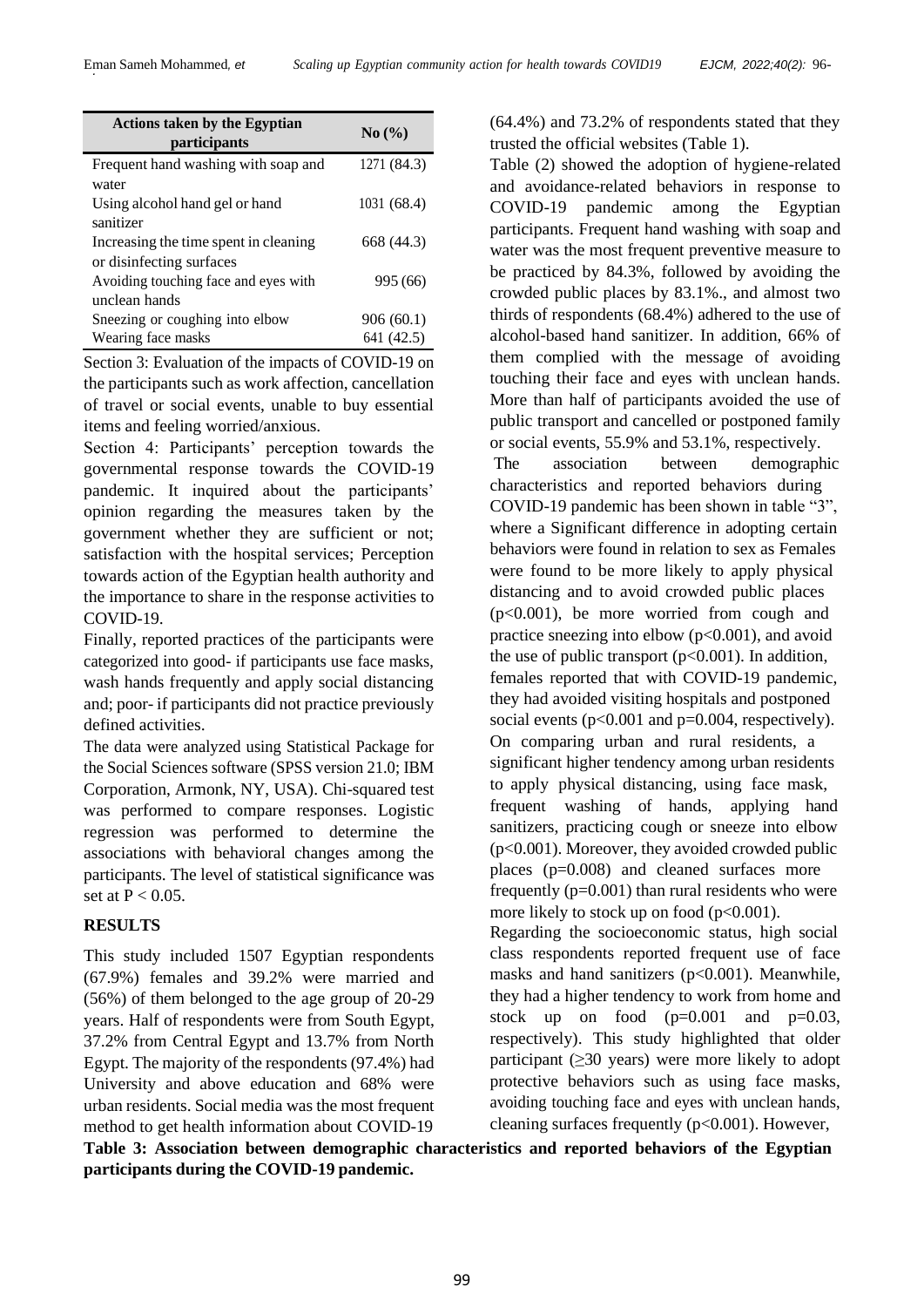| Actions taken by the Egyptian participants | No (%) |
|---|---|
| Frequent hand washing with soap and water | 1271 (84.3) |
| Using alcohol hand gel or hand sanitizer | 1031 (68.4) |
| Increasing the time spent in cleaning or disinfecting surfaces | 668 (44.3) |
| Avoiding touching face and eyes with unclean hands | 995 (66) |
| Sneezing or coughing into elbow | 906 (60.1) |
| Wearing face masks | 641 (42.5) |

Section 3: Evaluation of the impacts of COVID-19 on the participants such as work affection, cancellation of travel or social events, unable to buy essential items and feeling worried/anxious.

Section 4: Participants' perception towards the governmental response towards the COVID-19 pandemic. It inquired about the participants' opinion regarding the measures taken by the government whether they are sufficient or not; satisfaction with the hospital services; Perception towards action of the Egyptian health authority and the importance to share in the response activities to COVID-19.

Finally, reported practices of the participants were categorized into good- if participants use face masks, wash hands frequently and apply social distancing and; poor- if participants did not practice previously defined activities.

The data were analyzed using Statistical Package for the Social Sciences software (SPSS version 21.0; IBM Corporation, Armonk, NY, USA). Chi-squared test was performed to compare responses. Logistic regression was performed to determine the associations with behavioral changes among the participants. The level of statistical significance was set at $P < 0.05$.

## RESULTS

This study included 1507 Egyptian respondents (67.9%) females and 39.2% were married and (56%) of them belonged to the age group of 20-29 years. Half of respondents were from South Egypt, 37.2% from Central Egypt and 13.7% from North Egypt. The majority of the respondents (97.4%) had University and above education and 68% were urban residents. Social media was the most frequent method to get health information about COVID-19 (64.4%) and 73.2% of respondents stated that they trusted the official websites (Table 1).

Table (2) showed the adoption of hygiene-related and avoidance-related behaviors in response to COVID-19 pandemic among the Egyptian participants. Frequent hand washing with soap and water was the most frequent preventive measure to be practiced by 84.3%, followed by avoiding the crowded public places by 83.1%., and almost two thirds of respondents (68.4%) adhered to the use of alcohol-based hand sanitizer. In addition, 66% of them complied with the message of avoiding touching their face and eyes with unclean hands. More than half of participants avoided the use of public transport and cancelled or postponed family or social events, 55.9% and 53.1%, respectively.

The association between demographic characteristics and reported behaviors during COVID-19 pandemic has been shown in table "3", where a Significant difference in adopting certain behaviors were found in relation to sex as Females were found to be more likely to apply physical distancing and to avoid crowded public places ($p<0.001$), be more worried from cough and practice sneezing into elbow ($p<0.001$), and avoid the use of public transport ($p<0.001$). In addition, females reported that with COVID-19 pandemic, they had avoided visiting hospitals and postponed social events ($p<0.001$ and $p=0.004$, respectively). On comparing urban and rural residents, a significant higher tendency among urban residents to apply physical distancing, using face mask, frequent washing of hands, applying hand sanitizers, practicing cough or sneeze into elbow ($p<0.001$). Moreover, they avoided crowded public places ($p=0.008$) and cleaned surfaces more frequently ($p=0.001$) than rural residents who were more likely to stock up on food ($p<0.001$).

Regarding the socioeconomic status, high social class respondents reported frequent use of face masks and hand sanitizers ($p<0.001$). Meanwhile, they had a higher tendency to work from home and stock up on food ($p=0.001$ and $p=0.03$, respectively). This study highlighted that older participant (≥30 years) were more likely to adopt protective behaviors such as using face masks, avoiding touching face and eyes with unclean hands, cleaning surfaces frequently ($p<0.001$). However,

**Table 3: Association between demographic characteristics and reported behaviors of the Egyptian participants during the COVID-19 pandemic.**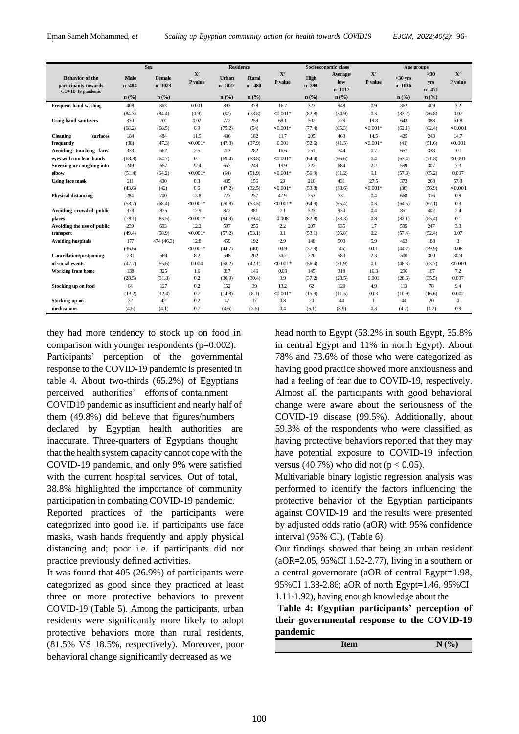| Behavior of the participants towards COVID-19 pandemic | Sex | | $X^2$ | Residence | | $X^2$ | Socioeconomic class | | $X^2$ | Age groups | | $X^2$ |
|---|---|---|---|---|---|---|---|---|---|---|---|---|
| | Male n=484 | Female n=1023 | P value | Urban n=1027 | Rural n= 480 | P value | High n=390 | Average/ low n=1117 | P value | <30 yrs n=1036 | ≥30 yrs n= 471 | P value |
| | n (%) | n (%) | | n (%) | n (%) | | n (%) | n (%) | | n (%) | n (%) | |
| **Frequent hand washing** | 408 (84.3) | 863 (84.4) | 0.001 (0.9) | 893 (87) | 378 (78.8) | 16.7 <0.001* | 323 (82.8) | 948 (84.9) | 0.9 0.3 | 862 (83.2) | 409 (86.8) | 3.2 0.07 |
| **Using hand sanitizers** | 330 (68.2) | 701 (68.5) | 0.02 0.9 | 772 (75.2) | 259 (54) | 68.1 <0.001* | 302 (77.4) | 729 (65.3) | 19.8 <0.001* | 643 (62.1) | 388 (82.4) | 61.8 <0.001 |
| **Cleaning surfaces frequently** | 184 (38) | 484 (47.3) | 11.5 <0.001* | 486 (47.3) | 182 (37.9) | 11.7 0.001 | 205 (52.6) | 463 (41.5) | 14.5 <0.001* | 425 (41) | 243 (51.6) | 14.7 <0.001 |
| **Avoiding touching face/ eyes with unclean hands** | 333 (68.8) | 662 (64.7) | 2.5 0.1 | 713 (69.4) | 282 (58.8) | 16.6 <0.001* | 251 (64.4) | 744 (66.6) | 0.7 0.4 | 657 (63.4) | 338 (71.8) | 10.1 <0.001 |
| **Sneezing or coughing into elbow** | 249 (51.4) | 657 (64.2) | 22.4 <0.001* | 657 (64) | 249 (51.9) | 19.9 <0.001* | 222 (56.9) | 684 (61.2) | 2.2 0.1 | 599 (57.8) | 307 (65.2) | 7.3 0.007 |
| **Using face mask** | 211 (43.6) | 430 (42) | 0.3 0.6 | 485 (47.2) | 156 (32.5) | 29 <0.001* | 210 (53.8) | 431 (38.6) | 27.5 <0.001* | 373 (36) | 268 (56.9) | 57.8 <0.001 |
| **Physical distancing** | 284 (58.7) | 700 (68.4) | 13.8 <0.001* | 727 (70.8) | 257 (53.5) | 42.9 <0.001* | 253 (64.9) | 731 (65.4) | 0.4 0.8 | 668 (64.5) | 316 (67.1) | 0.9 0.3 |
| **Avoiding crowded public places** | 378 (78.1) | 875 (85.5) | 12.9 <0.001* | 872 (84.9) | 381 (79.4) | 7.1 0.008 | 323 (82.8) | 930 (83.3) | 0.4 0.8 | 851 (82.1) | 402 (85.4) | 2.4 0.1 |
| **Avoiding the use of public transport** | 239 (49.4) | 603 (58.9) | 12.2 <0.001* | 587 (57.2) | 255 (53.1) | 2.2 0.1 | 207 (53.1) | 635 (56.8) | 1.7 0.2 | 595 (57.4) | 247 (52.4) | 3.3 0.07 |
| **Avoiding hospitals** | 177 (36.6) | 474 (46.3) | 12.8 <0.001* | 459 (44.7) | 192 (40) | 2.9 0.09 | 148 (37.9) | 503 (45) | 5.9 0.01 | 463 (44.7) | 188 (39.9) | 3 0.08 |
| **Cancellation/postponing of social events** | 231 (47.7) | 569 (55.6) | 8.2 0.004 | 598 (58.2) | 202 (42.1) | 34.2 <0.001* | 220 (56.4) | 580 (51.9) | 2.3 0.1 | 500 (48.3) | 300 (63.7) | 30.9 <0.001 |
| **Working from home** | 138 (28.5) | 325 (31.8) | 1.6 0.2 | 317 (30.9) | 146 (30.4) | 0.03 0.9 | 145 (37.2) | 318 (28.5) | 10.3 0.001 | 296 (28.6) | 167 (35.5) | 7.2 0.007 |
| **Stocking up on food** | 64 (13.2) | 127 (12.4) | 0.2 0.7 | 152 (14.8) | 39 (8.1) | 13.2 <0.001* | 62 (15.9) | 129 (11.5) | 4.9 0.03 | 113 (10.9) | 78 (16.6) | 9.4 0.002 |
| **Stocking up on medications** | 22 (4.5) | 42 (4.1) | 0.2 0.7 | 47 (4.6) | 17 (3.5) | 0.8 0.4 | 20 (5.1) | 44 (3.9) | 1 0.3 | 44 (4.2) | 20 (4.2) | 0 0.9 |

they had more tendency to stock up on food in comparison with younger respondents (p=0.002).

Participants' perception of the governmental response to the COVID-19 pandemic is presented in table 4. About two-thirds (65.2%) of Egyptians perceived authorities' efforts of containment COVID19 pandemic as insufficient and nearly half of them (49.8%) did believe that figures/numbers declared by Egyptian health authorities are inaccurate. Three-quarters of Egyptians thought that the health system capacity cannot cope with the COVID-19 pandemic, and only 9% were satisfied with the current hospital services. Out of total, 38.8% highlighted the importance of community participation in combating COVID-19 pandemic.

Reported practices of the participants were categorized into good i.e. if participants use face masks, wash hands frequently and apply physical distancing and; poor i.e. if participants did not practice previously defined activities.

It was found that 405 (26.9%) of participants were categorized as good since they practiced at least three or more protective behaviors to prevent COVID-19 (Table 5). Among the participants, urban residents were significantly more likely to adopt protective behaviors more than rural residents, (81.5% VS 18.5%, respectively). Moreover, poor behavioral change significantly decreased as we head north to Egypt (53.2% in south Egypt, 35.8% in central Egypt and 11% in north Egypt). About 78% and 73.6% of those who were categorized as having good practice showed more anxiousness and had a feeling of fear due to COVID-19, respectively. Almost all the participants with good behavioral change were aware about the seriousness of the COVID-19 disease (99.5%). Additionally, about 59.3% of the respondents who were classified as having protective behaviors reported that they may have potential exposure to COVID-19 infection versus (40.7%) who did not ($p < 0.05$).

Multivariable binary logistic regression analysis was performed to identify the factors influencing the protective behavior of the Egyptian participants against COVID-19 and the results were presented by adjusted odds ratio (aOR) with 95% confidence interval (95% CI), (Table 6).

Our findings showed that being an urban resident (aOR=2.05, 95%CI 1.52-2.77), living in a southern or a central governorate (aOR of central Egypt=1.98, 95%CI 1.38-2.86; aOR of north Egypt=1.46, 95%CI 1.11-1.92), having enough knowledge about the

**Table 4: Egyptian participants' perception of their governmental response to the COVID-19 pandemic**

| Item | N (%) |
|---|---|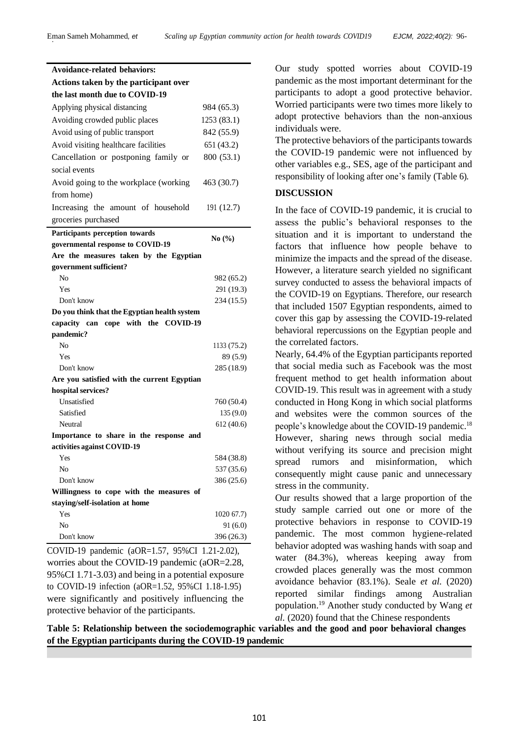| Avoidance-related behaviors: Actions taken by the participant over the last month due to COVID-19 | |
|---|---|
| Applying physical distancing | 984 (65.3) |
| Avoiding crowded public places | 1253 (83.1) |
| Avoid using of public transport | 842 (55.9) |
| Avoid visiting healthcare facilities | 651 (43.2) |
| Cancellation or postponing family or social events | 800 (53.1) |
| Avoid going to the workplace (working from home) | 463 (30.7) |
| Increasing the amount of household groceries purchased | 191 (12.7) |
| **Participants perception towards governmental response to COVID-19** | **No (%)** |
| **Are the measures taken by the Egyptian government sufficient?** | |
| No | 982 (65.2) |
| Yes | 291 (19.3) |
| Don't know | 234 (15.5) |
| **Do you think that the Egyptian health system capacity can cope with the COVID-19 pandemic?** | |
| No | 1133 (75.2) |
| Yes | 89 (5.9) |
| Don't know | 285 (18.9) |
| **Are you satisfied with the current Egyptian hospital services?** | |
| Unsatisfied | 760 (50.4) |
| Satisfied | 135 (9.0) |
| Neutral | 612 (40.6) |
| **Importance to share in the response and activities against COVID-19** | |
| Yes | 584 (38.8) |
| No | 537 (35.6) |
| Don't know | 386 (25.6) |
| **Willingness to cope with the measures of staying/self-isolation at home** | |
| Yes | 1020 67.7) |
| No | 91 (6.0) |
| Don't know | 396 (26.3) |

COVID-19 pandemic (aOR=1.57, 95%CI 1.21-2.02), worries about the COVID-19 pandemic (aOR=2.28, 95%CI 1.71-3.03) and being in a potential exposure to COVID-19 infection (aOR=1.52, 95%CI 1.18-1.95) were significantly and positively influencing the protective behavior of the participants.

Our study spotted worries about COVID-19 pandemic as the most important determinant for the participants to adopt a good protective behavior. Worried participants were two times more likely to adopt protective behaviors than the non-anxious individuals were.

The protective behaviors of the participants towards the COVID-19 pandemic were not influenced by other variables e.g., SES, age of the participant and responsibility of looking after one's family (Table 6).

## DISCUSSION

In the face of COVID-19 pandemic, it is crucial to assess the public's behavioral responses to the situation and it is important to understand the factors that influence how people behave to minimize the impacts and the spread of the disease. However, a literature search yielded no significant survey conducted to assess the behavioral impacts of the COVID-19 on Egyptians. Therefore, our research that included 1507 Egyptian respondents, aimed to cover this gap by assessing the COVID-19-related behavioral repercussions on the Egyptian people and the correlated factors.

Nearly, 64.4% of the Egyptian participants reported that social media such as Facebook was the most frequent method to get health information about COVID-19. This result was in agreement with a study conducted in Hong Kong in which social platforms and websites were the common sources of the people's knowledge about the COVID-19 pandemic.[18] However, sharing news through social media without verifying its source and precision might spread rumors and misinformation, which consequently might cause panic and unnecessary stress in the community.

Our results showed that a large proportion of the study sample carried out one or more of the protective behaviors in response to COVID-19 pandemic. The most common hygiene-related behavior adopted was washing hands with soap and water (84.3%), whereas keeping away from crowded places generally was the most common avoidance behavior (83.1%). Seale *et al.* (2020) reported similar findings among Australian population.[19] Another study conducted by Wang *et al.* (2020) found that the Chinese respondents

**Table 5: Relationship between the sociodemographic variables and the good and poor behavioral changes of the Egyptian participants during the COVID-19 pandemic**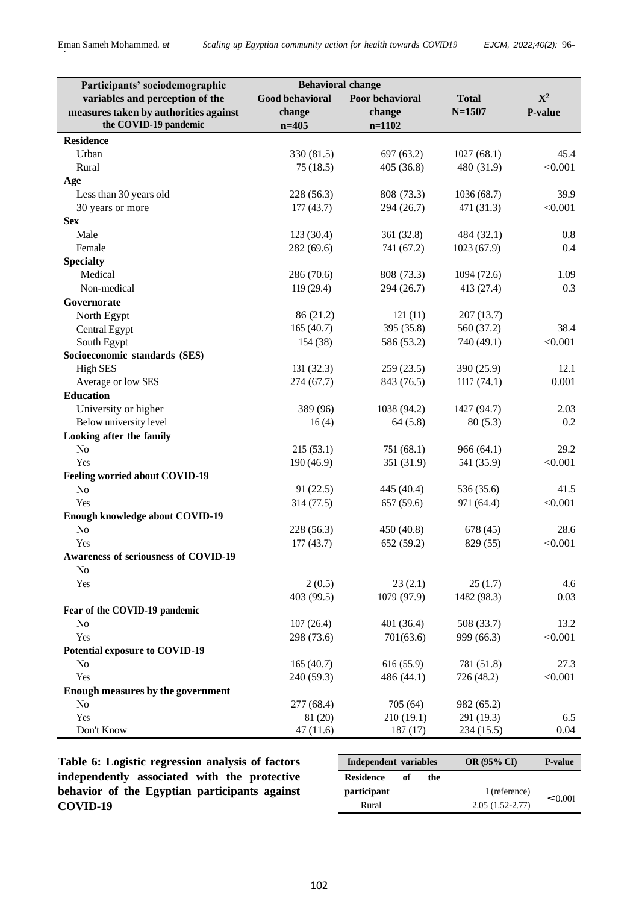| Participants' sociodemographic variables and perception of the measures taken by authorities against the COVID-19 pandemic | Behavioral change | | Total N=1507 | $X^2$ P-value |
|---|---|---|---|---|
| | Good behavioral change n=405 | Poor behavioral change n=1102 | | |
| **Residence** | | | | |
| Urban | 330 (81.5) | 697 (63.2) | 1027 (68.1) | 45.4 |
| Rural | 75 (18.5) | 405 (36.8) | 480 (31.9) | <0.001 |
| **Age** | | | | |
| Less than 30 years old | 228 (56.3) | 808 (73.3) | 1036 (68.7) | 39.9 |
| 30 years or more | 177 (43.7) | 294 (26.7) | 471 (31.3) | <0.001 |
| **Sex** | | | | |
| Male | 123 (30.4) | 361 (32.8) | 484 (32.1) | 0.8 |
| Female | 282 (69.6) | 741 (67.2) | 1023 (67.9) | 0.4 |
| **Specialty** | | | | |
| Medical | 286 (70.6) | 808 (73.3) | 1094 (72.6) | 1.09 |
| Non-medical | 119 (29.4) | 294 (26.7) | 413 (27.4) | 0.3 |
| **Governorate** | | | | |
| North Egypt | 86 (21.2) | 121 (11) | 207 (13.7) | |
| Central Egypt | 165 (40.7) | 395 (35.8) | 560 (37.2) | 38.4 |
| South Egypt | 154 (38) | 586 (53.2) | 740 (49.1) | <0.001 |
| **Socioeconomic standards (SES)** | | | | |
| High SES | 131 (32.3) | 259 (23.5) | 390 (25.9) | 12.1 |
| Average or low SES | 274 (67.7) | 843 (76.5) | 1117 (74.1) | 0.001 |
| **Education** | | | | |
| University or higher | 389 (96) | 1038 (94.2) | 1427 (94.7) | 2.03 |
| Below university level | 16 (4) | 64 (5.8) | 80 (5.3) | 0.2 |
| **Looking after the family** | | | | |
| No | 215 (53.1) | 751 (68.1) | 966 (64.1) | 29.2 |
| Yes | 190 (46.9) | 351 (31.9) | 541 (35.9) | <0.001 |
| **Feeling worried about COVID-19** | | | | |
| No | 91 (22.5) | 445 (40.4) | 536 (35.6) | 41.5 |
| Yes | 314 (77.5) | 657 (59.6) | 971 (64.4) | <0.001 |
| **Enough knowledge about COVID-19** | | | | |
| No | 228 (56.3) | 450 (40.8) | 678 (45) | 28.6 |
| Yes | 177 (43.7) | 652 (59.2) | 829 (55) | <0.001 |
| **Awareness of seriousness of COVID-19** | | | | |
| No | 2 (0.5) | 23 (2.1) | 25 (1.7) | 4.6 |
| Yes | 403 (99.5) | 1079 (97.9) | 1482 (98.3) | 0.03 |
| **Fear of the COVID-19 pandemic** | | | | |
| No | 107 (26.4) | 401 (36.4) | 508 (33.7) | 13.2 |
| Yes | 298 (73.6) | 701(63.6) | 999 (66.3) | <0.001 |
| **Potential exposure to COVID-19** | | | | |
| No | 165 (40.7) | 616 (55.9) | 781 (51.8) | 27.3 |
| Yes | 240 (59.3) | 486 (44.1) | 726 (48.2) | <0.001 |
| **Enough measures by the government** | | | | |
| No | 277 (68.4) | 705 (64) | 982 (65.2) | |
| Yes | 81 (20) | 210 (19.1) | 291 (19.3) | 6.5 |
| Don't Know | 47 (11.6) | 187 (17) | 234 (15.5) | 0.04 |

**Table 6: Logistic regression analysis of factors independently associated with the protective behavior of the Egyptian participants against COVID-19**

| Independent variables | OR (95% CI) | P-value |
|---|---|---|
| **Residence of the participant** | 1 (reference) | <0.001 |
| Rural | 2.05 (1.52-2.77) | |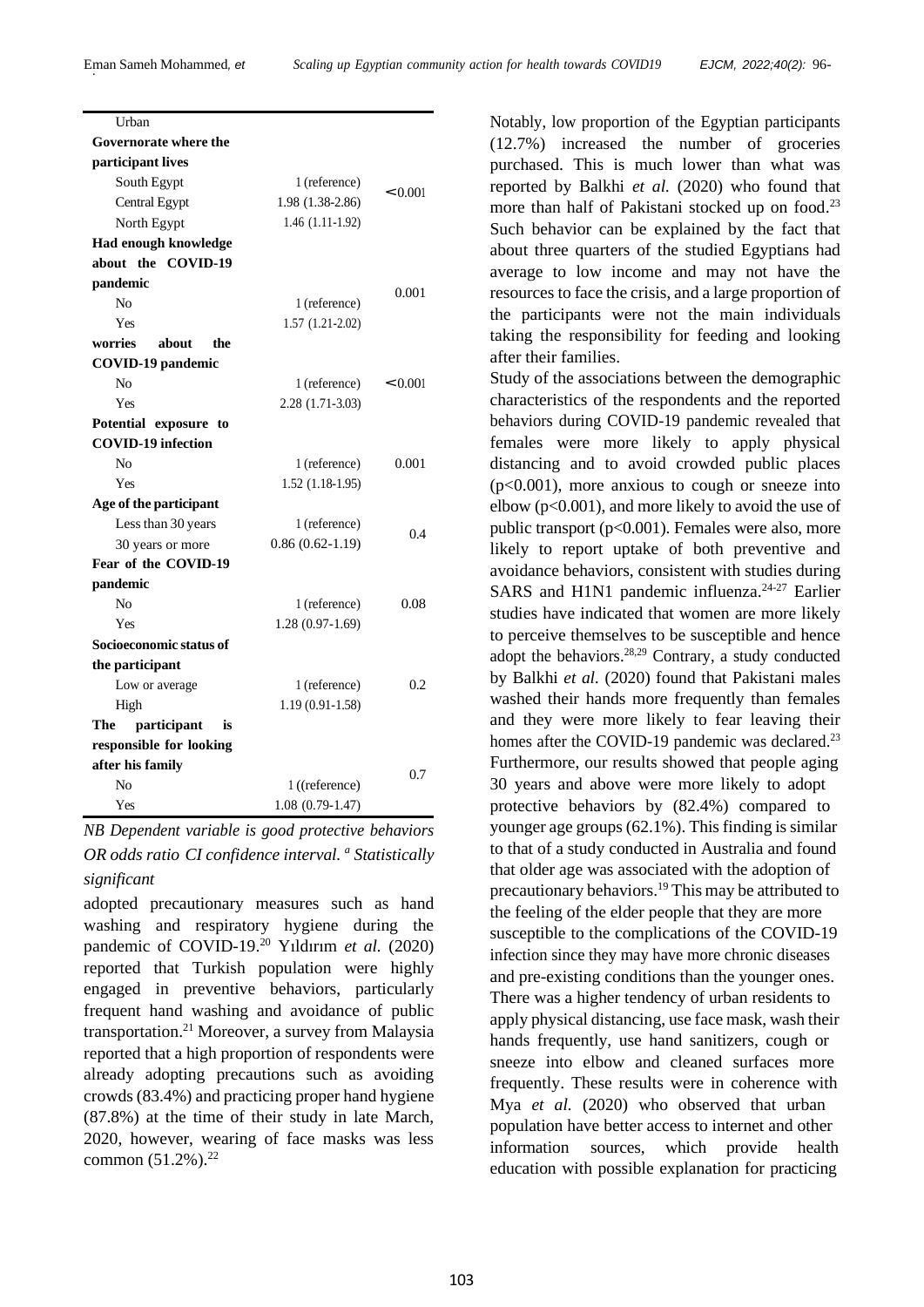| | | |
|---|---|---|
| Urban | | |
| **Governorate where the participant lives** | | |
| South Egypt | 1 (reference) | < 0.001 |
| Central Egypt | 1.98 (1.38-2.86) | |
| North Egypt | 1.46 (1.11-1.92) | |
| **Had enough knowledge about the COVID-19 pandemic** | | 0.001 |
| No | 1 (reference) | |
| Yes | 1.57 (1.21-2.02) | |
| **worries about the COVID-19 pandemic** | | |
| No | 1 (reference) | < 0.001 |
| Yes | 2.28 (1.71-3.03) | |
| **Potential exposure to COVID-19 infection** | | |
| No | 1 (reference) | 0.001 |
| Yes | 1.52 (1.18-1.95) | |
| **Age of the participant** | | |
| Less than 30 years | 1 (reference) | 0.4 |
| 30 years or more | 0.86 (0.62-1.19) | |
| **Fear of the COVID-19 pandemic** | | |
| No | 1 (reference) | 0.08 |
| Yes | 1.28 (0.97-1.69) | |
| **Socioeconomic status of the participant** | | |
| Low or average | 1 (reference) | 0.2 |
| High | 1.19 (0.91-1.58) | |
| **The participant is responsible for looking after his family** | | 0.7 |
| No | 1 ((reference) | |
| Yes | 1.08 (0.79-1.47) | |

*NB Dependent variable is good protective behaviors OR odds ratio CI confidence interval. [a] Statistically significant*

adopted precautionary measures such as hand washing and respiratory hygiene during the pandemic of COVID-19.[20] Yıldırım *et al.* (2020) reported that Turkish population were highly engaged in preventive behaviors, particularly frequent hand washing and avoidance of public transportation.[21] Moreover, a survey from Malaysia reported that a high proportion of respondents were already adopting precautions such as avoiding crowds (83.4%) and practicing proper hand hygiene (87.8%) at the time of their study in late March, 2020, however, wearing of face masks was less common (51.2%).[22]

Notably, low proportion of the Egyptian participants (12.7%) increased the number of groceries purchased. This is much lower than what was reported by Balkhi *et al.* (2020) who found that more than half of Pakistani stocked up on food.[23] Such behavior can be explained by the fact that about three quarters of the studied Egyptians had average to low income and may not have the resources to face the crisis, and a large proportion of the participants were not the main individuals taking the responsibility for feeding and looking after their families.

Study of the associations between the demographic characteristics of the respondents and the reported behaviors during COVID-19 pandemic revealed that females were more likely to apply physical distancing and to avoid crowded public places ($p<0.001$), more anxious to cough or sneeze into elbow ($p<0.001$), and more likely to avoid the use of public transport ($p<0.001$). Females were also, more likely to report uptake of both preventive and avoidance behaviors, consistent with studies during SARS and H1N1 pandemic influenza.[24-27] Earlier studies have indicated that women are more likely to perceive themselves to be susceptible and hence adopt the behaviors.[28,29] Contrary, a study conducted by Balkhi *et al.* (2020) found that Pakistani males washed their hands more frequently than females and they were more likely to fear leaving their homes after the COVID-19 pandemic was declared.[23] Furthermore, our results showed that people aging 30 years and above were more likely to adopt protective behaviors by (82.4%) compared to younger age groups (62.1%). This finding is similar to that of a study conducted in Australia and found that older age was associated with the adoption of precautionary behaviors.[19] This may be attributed to the feeling of the elder people that they are more susceptible to the complications of the COVID-19 infection since they may have more chronic diseases and pre-existing conditions than the younger ones. There was a higher tendency of urban residents to apply physical distancing, use face mask, wash their hands frequently, use hand sanitizers, cough or sneeze into elbow and cleaned surfaces more frequently. These results were in coherence with Mya *et al.* (2020) who observed that urban population have better access to internet and other information sources, which provide health education with possible explanation for practicing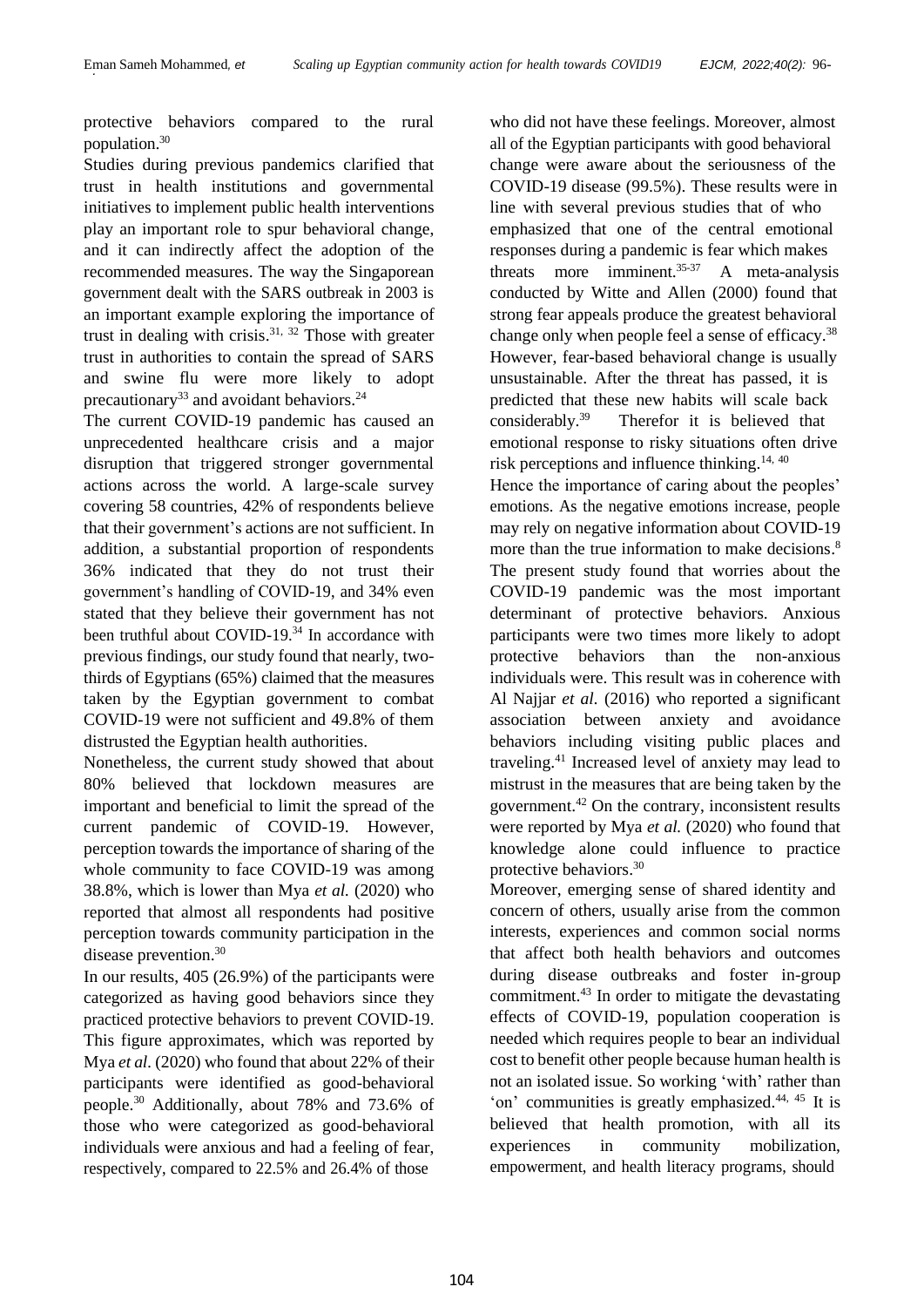protective behaviors compared to the rural population.[30]

Studies during previous pandemics clarified that trust in health institutions and governmental initiatives to implement public health interventions play an important role to spur behavioral change, and it can indirectly affect the adoption of the recommended measures. The way the Singaporean government dealt with the SARS outbreak in 2003 is an important example exploring the importance of trust in dealing with crisis.[31, 32] Those with greater trust in authorities to contain the spread of SARS and swine flu were more likely to adopt precautionary[33] and avoidant behaviors.[24]

The current COVID-19 pandemic has caused an unprecedented healthcare crisis and a major disruption that triggered stronger governmental actions across the world. A large-scale survey covering 58 countries, 42% of respondents believe that their government's actions are not sufficient. In addition, a substantial proportion of respondents 36% indicated that they do not trust their government's handling of COVID-19, and 34% even stated that they believe their government has not been truthful about COVID-19.[34] In accordance with previous findings, our study found that nearly, two-thirds of Egyptians (65%) claimed that the measures taken by the Egyptian government to combat COVID-19 were not sufficient and 49.8% of them distrusted the Egyptian health authorities.

Nonetheless, the current study showed that about 80% believed that lockdown measures are important and beneficial to limit the spread of the current pandemic of COVID-19. However, perception towards the importance of sharing of the whole community to face COVID-19 was among 38.8%, which is lower than Mya *et al.* (2020) who reported that almost all respondents had positive perception towards community participation in the disease prevention.[30]

In our results, 405 (26.9%) of the participants were categorized as having good behaviors since they practiced protective behaviors to prevent COVID-19. This figure approximates, which was reported by Mya *et al.* (2020) who found that about 22% of their participants were identified as good-behavioral people.[30] Additionally, about 78% and 73.6% of those who were categorized as good-behavioral individuals were anxious and had a feeling of fear, respectively, compared to 22.5% and 26.4% of those who did not have these feelings. Moreover, almost all of the Egyptian participants with good behavioral change were aware about the seriousness of the COVID-19 disease (99.5%). These results were in line with several previous studies that of who emphasized that one of the central emotional responses during a pandemic is fear which makes threats more imminent.[35-37] A meta-analysis conducted by Witte and Allen (2000) found that strong fear appeals produce the greatest behavioral change only when people feel a sense of efficacy.[38] However, fear-based behavioral change is usually unsustainable. After the threat has passed, it is predicted that these new habits will scale back considerably.[39] Therefor it is believed that emotional response to risky situations often drive risk perceptions and influence thinking.[14, 40]

Hence the importance of caring about the peoples' emotions. As the negative emotions increase, people may rely on negative information about COVID-19 more than the true information to make decisions.[8] The present study found that worries about the COVID-19 pandemic was the most important determinant of protective behaviors. Anxious participants were two times more likely to adopt protective behaviors than the non-anxious individuals were. This result was in coherence with Al Najjar *et al.* (2016) who reported a significant association between anxiety and avoidance behaviors including visiting public places and traveling.[41] Increased level of anxiety may lead to mistrust in the measures that are being taken by the government.[42] On the contrary, inconsistent results were reported by Mya *et al.* (2020) who found that knowledge alone could influence to practice protective behaviors.[30]

Moreover, emerging sense of shared identity and concern of others, usually arise from the common interests, experiences and common social norms that affect both health behaviors and outcomes during disease outbreaks and foster in-group commitment.[43] In order to mitigate the devastating effects of COVID-19, population cooperation is needed which requires people to bear an individual cost to benefit other people because human health is not an isolated issue. So working 'with' rather than 'on' communities is greatly emphasized.[44, 45] It is believed that health promotion, with all its experiences in community mobilization, empowerment, and health literacy programs, should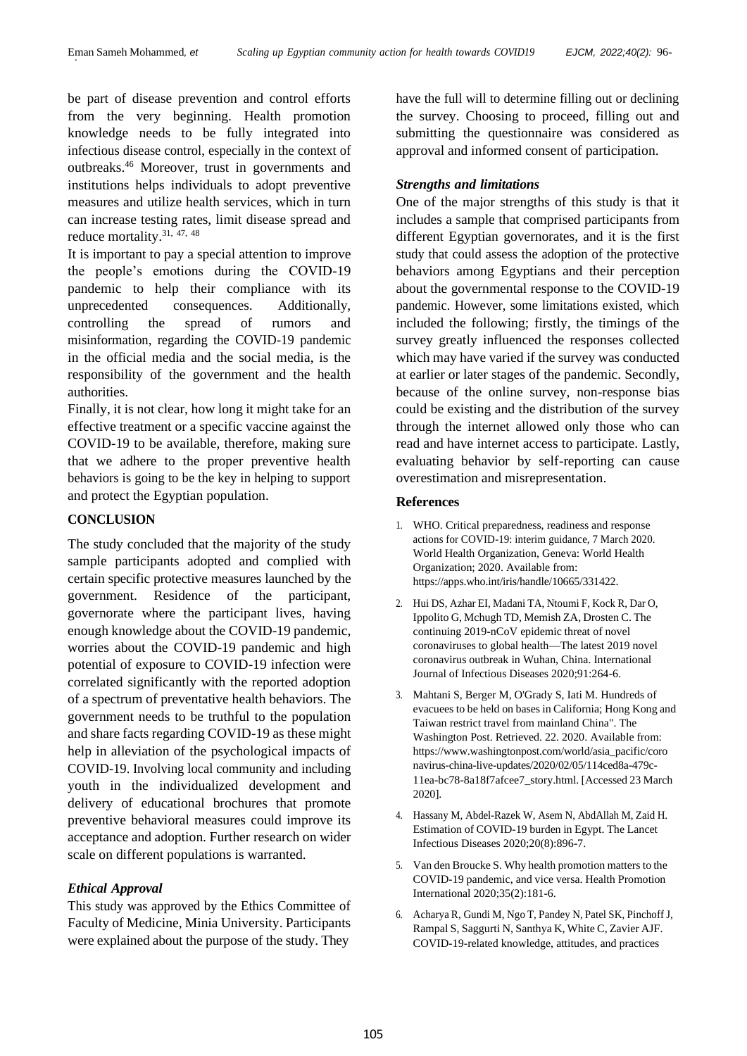be part of disease prevention and control efforts from the very beginning. Health promotion knowledge needs to be fully integrated into infectious disease control, especially in the context of outbreaks.[46] Moreover, trust in governments and institutions helps individuals to adopt preventive measures and utilize health services, which in turn can increase testing rates, limit disease spread and reduce mortality.[31, 47, 48]

It is important to pay a special attention to improve the people's emotions during the COVID-19 pandemic to help their compliance with its unprecedented consequences. Additionally, controlling the spread of rumors and misinformation, regarding the COVID-19 pandemic in the official media and the social media, is the responsibility of the government and the health authorities.

Finally, it is not clear, how long it might take for an effective treatment or a specific vaccine against the COVID-19 to be available, therefore, making sure that we adhere to the proper preventive health behaviors is going to be the key in helping to support and protect the Egyptian population.

## CONCLUSION

The study concluded that the majority of the study sample participants adopted and complied with certain specific protective measures launched by the government. Residence of the participant, governorate where the participant lives, having enough knowledge about the COVID-19 pandemic, worries about the COVID-19 pandemic and high potential of exposure to COVID-19 infection were correlated significantly with the reported adoption of a spectrum of preventative health behaviors. The government needs to be truthful to the population and share facts regarding COVID-19 as these might help in alleviation of the psychological impacts of COVID-19. Involving local community and including youth in the individualized development and delivery of educational brochures that promote preventive behavioral measures could improve its acceptance and adoption. Further research on wider scale on different populations is warranted.

### *Ethical Approval*

This study was approved by the Ethics Committee of Faculty of Medicine, Minia University. Participants were explained about the purpose of the study. They have the full will to determine filling out or declining the survey. Choosing to proceed, filling out and submitting the questionnaire was considered as approval and informed consent of participation.

### *Strengths and limitations*

One of the major strengths of this study is that it includes a sample that comprised participants from different Egyptian governorates, and it is the first study that could assess the adoption of the protective behaviors among Egyptians and their perception about the governmental response to the COVID-19 pandemic. However, some limitations existed, which included the following; firstly, the timings of the survey greatly influenced the responses collected which may have varied if the survey was conducted at earlier or later stages of the pandemic. Secondly, because of the online survey, non-response bias could be existing and the distribution of the survey through the internet allowed only those who can read and have internet access to participate. Lastly, evaluating behavior by self-reporting can cause overestimation and misrepresentation.

## References

1. WHO. Critical preparedness, readiness and response actions for COVID-19: interim guidance, 7 March 2020. World Health Organization, Geneva: World Health Organization; 2020. Available from: https://apps.who.int/iris/handle/10665/331422.
2. Hui DS, Azhar EI, Madani TA, Ntoumi F, Kock R, Dar O, Ippolito G, Mchugh TD, Memish ZA, Drosten C. The continuing 2019-nCoV epidemic threat of novel coronaviruses to global health—The latest 2019 novel coronavirus outbreak in Wuhan, China. International Journal of Infectious Diseases 2020;91:264-6.
3. Mahtani S, Berger M, O'Grady S, Iati M. Hundreds of evacuees to be held on bases in California; Hong Kong and Taiwan restrict travel from mainland China". The Washington Post. Retrieved. 22. 2020. Available from: https://www.washingtonpost.com/world/asia_pacific/coronavirus-china-live-updates/2020/02/05/114ced8a-479c-11ea-bc78-8a18f7afcee7_story.html. [Accessed 23 March 2020].
4. Hassany M, Abdel-Razek W, Asem N, AbdAllah M, Zaid H. Estimation of COVID-19 burden in Egypt. The Lancet Infectious Diseases 2020;20(8):896-7.
5. Van den Broucke S. Why health promotion matters to the COVID-19 pandemic, and vice versa. Health Promotion International 2020;35(2):181-6.
6. Acharya R, Gundi M, Ngo T, Pandey N, Patel SK, Pinchoff J, Rampal S, Saggurti N, Santhya K, White C, Zavier AJF. COVID-19-related knowledge, attitudes, and practices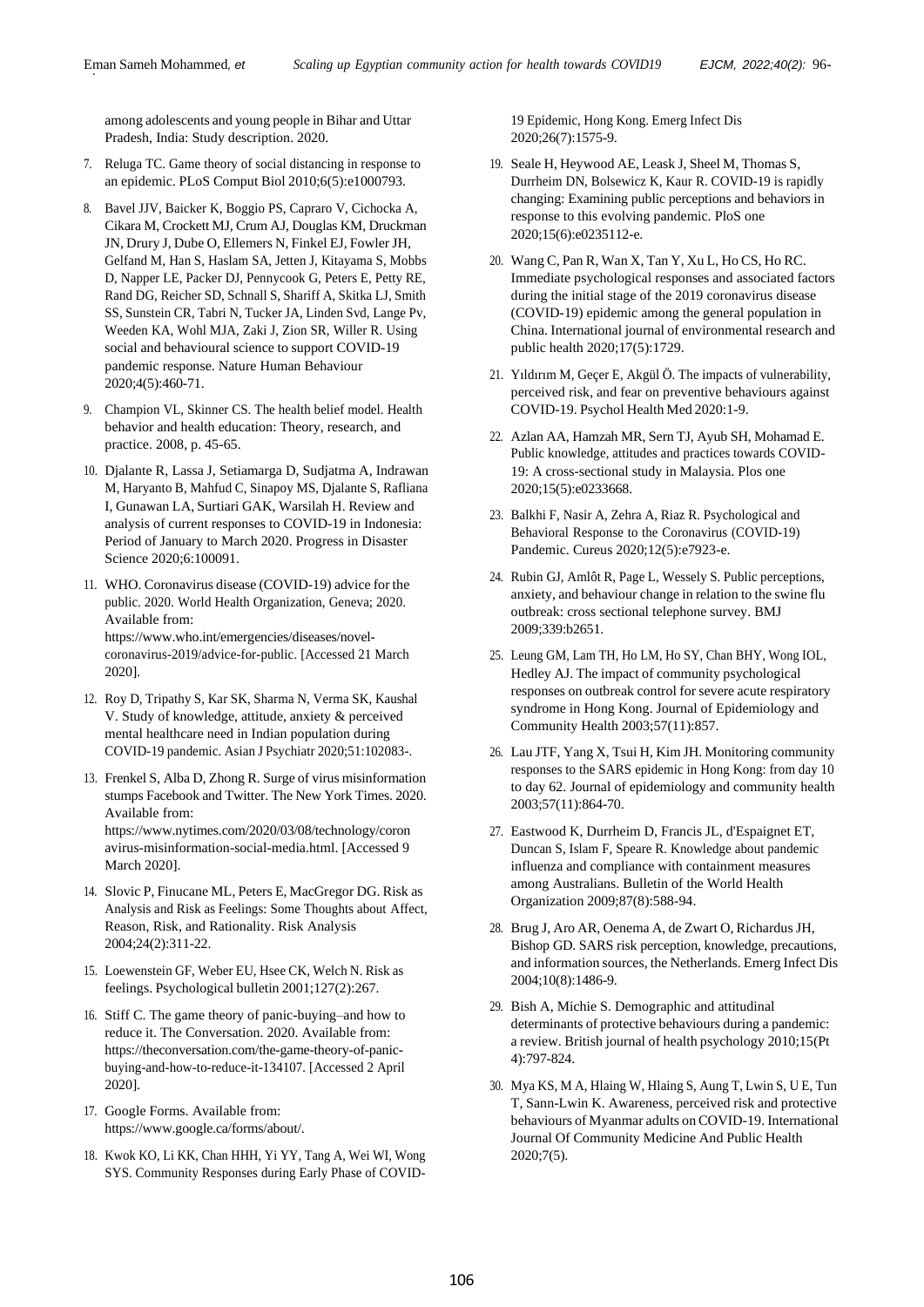among adolescents and young people in Bihar and Uttar Pradesh, India: Study description. 2020.

7. Reluga TC. Game theory of social distancing in response to an epidemic. PLoS Comput Biol 2010;6(5):e1000793.
8. Bavel JJV, Baicker K, Boggio PS, Capraro V, Cichocka A, Cikara M, Crockett MJ, Crum AJ, Douglas KM, Druckman JN, Drury J, Dube O, Ellemers N, Finkel EJ, Fowler JH, Gelfand M, Han S, Haslam SA, Jetten J, Kitayama S, Mobbs D, Napper LE, Packer DJ, Pennycook G, Peters E, Petty RE, Rand DG, Reicher SD, Schnall S, Shariff A, Skitka LJ, Smith SS, Sunstein CR, Tabri N, Tucker JA, Linden Svd, Lange Pv, Weeden KA, Wohl MJA, Zaki J, Zion SR, Willer R. Using social and behavioural science to support COVID-19 pandemic response. Nature Human Behaviour 2020;4(5):460-71.
9. Champion VL, Skinner CS. The health belief model. Health behavior and health education: Theory, research, and practice. 2008, p. 45-65.
10. Djalante R, Lassa J, Setiamarga D, Sudjatma A, Indrawan M, Haryanto B, Mahfud C, Sinapoy MS, Djalante S, Rafliana I, Gunawan LA, Surtiari GAK, Warsilah H. Review and analysis of current responses to COVID-19 in Indonesia: Period of January to March 2020. Progress in Disaster Science 2020;6:100091.
11. WHO. Coronavirus disease (COVID-19) advice for the public. 2020. World Health Organization, Geneva; 2020. Available from: https://www.who.int/emergencies/diseases/novel-coronavirus-2019/advice-for-public. [Accessed 21 March 2020].
12. Roy D, Tripathy S, Kar SK, Sharma N, Verma SK, Kaushal V. Study of knowledge, attitude, anxiety & perceived mental healthcare need in Indian population during COVID-19 pandemic. Asian J Psychiatr 2020;51:102083-.
13. Frenkel S, Alba D, Zhong R. Surge of virus misinformation stumps Facebook and Twitter. The New York Times. 2020. Available from: https://www.nytimes.com/2020/03/08/technology/coronavirus-misinformation-social-media.html. [Accessed 9 March 2020].
14. Slovic P, Finucane ML, Peters E, MacGregor DG. Risk as Analysis and Risk as Feelings: Some Thoughts about Affect, Reason, Risk, and Rationality. Risk Analysis 2004;24(2):311-22.
15. Loewenstein GF, Weber EU, Hsee CK, Welch N. Risk as feelings. Psychological bulletin 2001;127(2):267.
16. Stiff C. The game theory of panic-buying–and how to reduce it. The Conversation. 2020. Available from: https://theconversation.com/the-game-theory-of-panic-buying-and-how-to-reduce-it-134107. [Accessed 2 April 2020].
17. Google Forms. Available from: https://www.google.ca/forms/about/.
18. Kwok KO, Li KK, Chan HHH, Yi YY, Tang A, Wei WI, Wong SYS. Community Responses during Early Phase of COVID-19 Epidemic, Hong Kong. Emerg Infect Dis 2020;26(7):1575-9.
19. Seale H, Heywood AE, Leask J, Sheel M, Thomas S, Durrheim DN, Bolsewicz K, Kaur R. COVID-19 is rapidly changing: Examining public perceptions and behaviors in response to this evolving pandemic. PloS one 2020;15(6):e0235112-e.
20. Wang C, Pan R, Wan X, Tan Y, Xu L, Ho CS, Ho RC. Immediate psychological responses and associated factors during the initial stage of the 2019 coronavirus disease (COVID-19) epidemic among the general population in China. International journal of environmental research and public health 2020;17(5):1729.
21. Yıldırım M, Geçer E, Akgül Ö. The impacts of vulnerability, perceived risk, and fear on preventive behaviours against COVID-19. Psychol Health Med 2020:1-9.
22. Azlan AA, Hamzah MR, Sern TJ, Ayub SH, Mohamad E. Public knowledge, attitudes and practices towards COVID-19: A cross-sectional study in Malaysia. Plos one 2020;15(5):e0233668.
23. Balkhi F, Nasir A, Zehra A, Riaz R. Psychological and Behavioral Response to the Coronavirus (COVID-19) Pandemic. Cureus 2020;12(5):e7923-e.
24. Rubin GJ, Amlôt R, Page L, Wessely S. Public perceptions, anxiety, and behaviour change in relation to the swine flu outbreak: cross sectional telephone survey. BMJ 2009;339:b2651.
25. Leung GM, Lam TH, Ho LM, Ho SY, Chan BHY, Wong IOL, Hedley AJ. The impact of community psychological responses on outbreak control for severe acute respiratory syndrome in Hong Kong. Journal of Epidemiology and Community Health 2003;57(11):857.
26. Lau JTF, Yang X, Tsui H, Kim JH. Monitoring community responses to the SARS epidemic in Hong Kong: from day 10 to day 62. Journal of epidemiology and community health 2003;57(11):864-70.
27. Eastwood K, Durrheim D, Francis JL, d'Espaignet ET, Duncan S, Islam F, Speare R. Knowledge about pandemic influenza and compliance with containment measures among Australians. Bulletin of the World Health Organization 2009;87(8):588-94.
28. Brug J, Aro AR, Oenema A, de Zwart O, Richardus JH, Bishop GD. SARS risk perception, knowledge, precautions, and information sources, the Netherlands. Emerg Infect Dis 2004;10(8):1486-9.
29. Bish A, Michie S. Demographic and attitudinal determinants of protective behaviours during a pandemic: a review. British journal of health psychology 2010;15(Pt 4):797-824.
30. Mya KS, M A, Hlaing W, Hlaing S, Aung T, Lwin S, U E, Tun T, Sann-Lwin K. Awareness, perceived risk and protective behaviours of Myanmar adults on COVID-19. International Journal Of Community Medicine And Public Health 2020;7(5).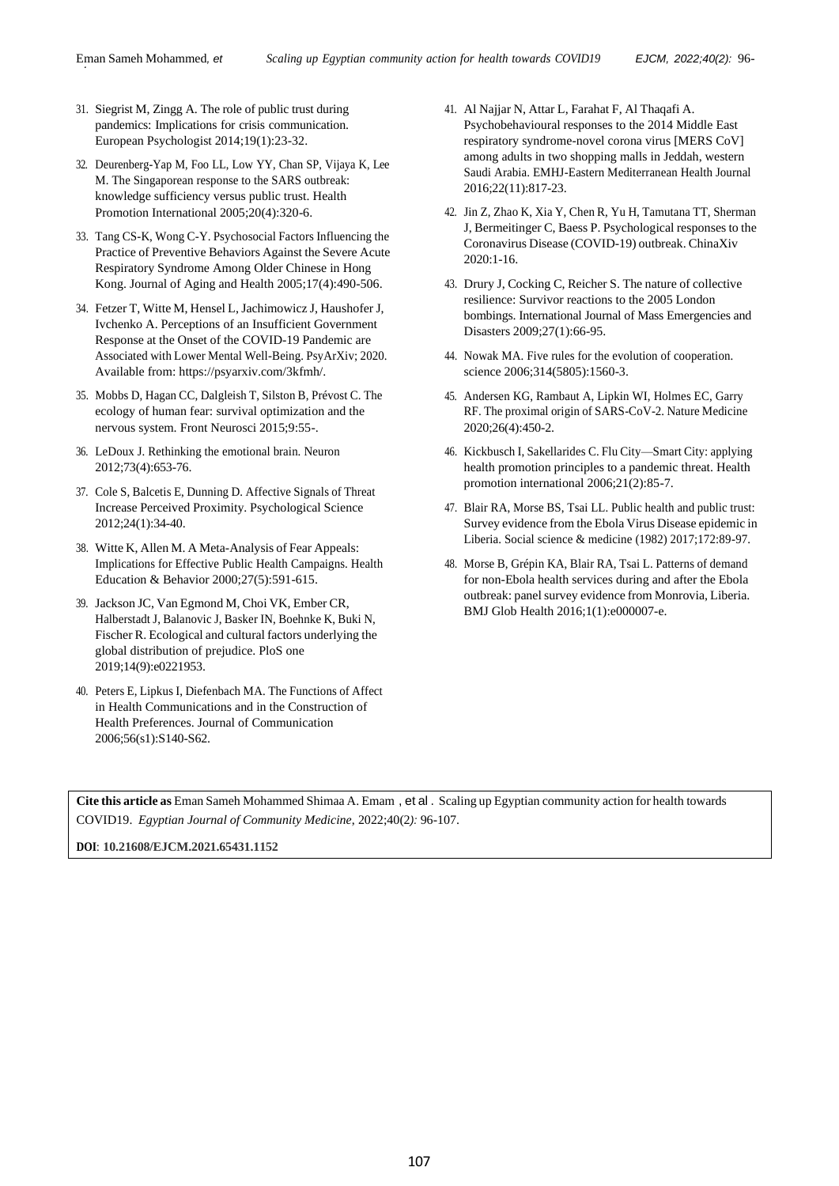31. Siegrist M, Zingg A. The role of public trust during pandemics: Implications for crisis communication. European Psychologist 2014;19(1):23-32.

32. Deurenberg-Yap M, Foo LL, Low YY, Chan SP, Vijaya K, Lee M. The Singaporean response to the SARS outbreak: knowledge sufficiency versus public trust. Health Promotion International 2005;20(4):320-6.

33. Tang CS-K, Wong C-Y. Psychosocial Factors Influencing the Practice of Preventive Behaviors Against the Severe Acute Respiratory Syndrome Among Older Chinese in Hong Kong. Journal of Aging and Health 2005;17(4):490-506.

34. Fetzer T, Witte M, Hensel L, Jachimowicz J, Haushofer J, Ivchenko A. Perceptions of an Insufficient Government Response at the Onset of the COVID-19 Pandemic are Associated with Lower Mental Well-Being. PsyArXiv; 2020. Available from: https://psyarxiv.com/3kfmh/.

35. Mobbs D, Hagan CC, Dalgleish T, Silston B, Prévost C. The ecology of human fear: survival optimization and the nervous system. Front Neurosci 2015;9:55-.

36. LeDoux J. Rethinking the emotional brain. Neuron 2012;73(4):653-76.

37. Cole S, Balcetis E, Dunning D. Affective Signals of Threat Increase Perceived Proximity. Psychological Science 2012;24(1):34-40.

38. Witte K, Allen M. A Meta-Analysis of Fear Appeals: Implications for Effective Public Health Campaigns. Health Education & Behavior 2000;27(5):591-615.

39. Jackson JC, Van Egmond M, Choi VK, Ember CR, Halberstadt J, Balanovic J, Basker IN, Boehnke K, Buki N, Fischer R. Ecological and cultural factors underlying the global distribution of prejudice. PloS one 2019;14(9):e0221953.

40. Peters E, Lipkus I, Diefenbach MA. The Functions of Affect in Health Communications and in the Construction of Health Preferences. Journal of Communication 2006;56(s1):S140-S62.

41. Al Najjar N, Attar L, Farahat F, Al Thaqafi A. Psychobehavioural responses to the 2014 Middle East respiratory syndrome-novel corona virus [MERS CoV] among adults in two shopping malls in Jeddah, western Saudi Arabia. EMHJ-Eastern Mediterranean Health Journal 2016;22(11):817-23.

42. Jin Z, Zhao K, Xia Y, Chen R, Yu H, Tamutana TT, Sherman J, Bermeitinger C, Baess P. Psychological responses to the Coronavirus Disease (COVID-19) outbreak. ChinaXiv 2020:1-16.

43. Drury J, Cocking C, Reicher S. The nature of collective resilience: Survivor reactions to the 2005 London bombings. International Journal of Mass Emergencies and Disasters 2009;27(1):66-95.

44. Nowak MA. Five rules for the evolution of cooperation. science 2006;314(5805):1560-3.

45. Andersen KG, Rambaut A, Lipkin WI, Holmes EC, Garry RF. The proximal origin of SARS-CoV-2. Nature Medicine 2020;26(4):450-2.

46. Kickbusch I, Sakellarides C. Flu City—Smart City: applying health promotion principles to a pandemic threat. Health promotion international 2006;21(2):85-7.

47. Blair RA, Morse BS, Tsai LL. Public health and public trust: Survey evidence from the Ebola Virus Disease epidemic in Liberia. Social science & medicine (1982) 2017;172:89-97.

48. Morse B, Grépin KA, Blair RA, Tsai L. Patterns of demand for non-Ebola health services during and after the Ebola outbreak: panel survey evidence from Monrovia, Liberia. BMJ Glob Health 2016;1(1):e000007-e.

**Cite this article as** Eman Sameh Mohammed Shimaa A. Emam , et al . Scaling up Egyptian community action for health towards COVID19. *Egyptian Journal of Community Medicine*, 2022;40(2*):* 96-107.

**DOI**: **10.21608/EJCM.2021.65431.1152**